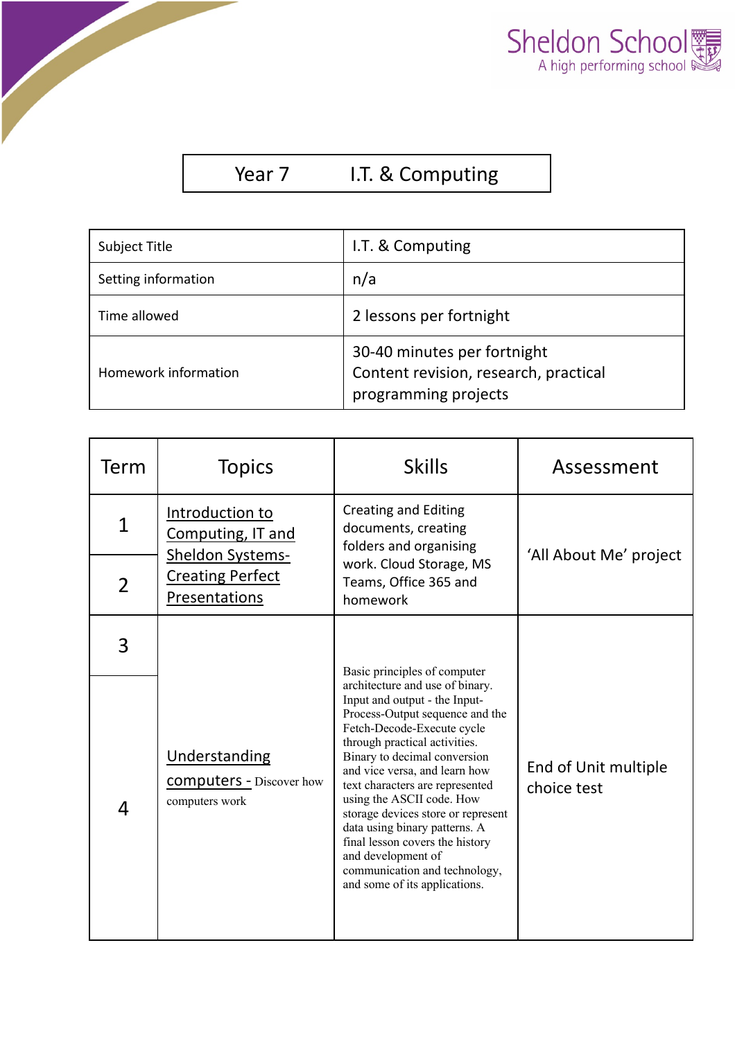Sheldon School
A high performing school

# Year 7 I.T. & Computing

| Subject Title | I.T. & Computing |
|---|---|
| Setting information | n/a |
| Time allowed | 2 lessons per fortnight |
| Homework information | 30-40 minutes per fortnight<br>Content revision, research, practical programming projects |

| Term | Topics | Skills | Assessment |
|---|---|---|---|
| 1 | Introduction to Computing, IT and Sheldon Systems- Creating Perfect Presentations | Creating and Editing documents, creating folders and organising work. Cloud Storage, MS Teams, Office 365 and homework | 'All About Me' project |
| 2 | | | |
| 3 | Understanding computers - Discover how computers work | Basic principles of computer architecture and use of binary. Input and output - the Input-Process-Output sequence and the Fetch-Decode-Execute cycle through practical activities. Binary to decimal conversion and vice versa, and learn how text characters are represented using the ASCII code. How storage devices store or represent data using binary patterns. A final lesson covers the history and development of communication and technology, and some of its applications. | End of Unit multiple choice test |
| 4 | | | |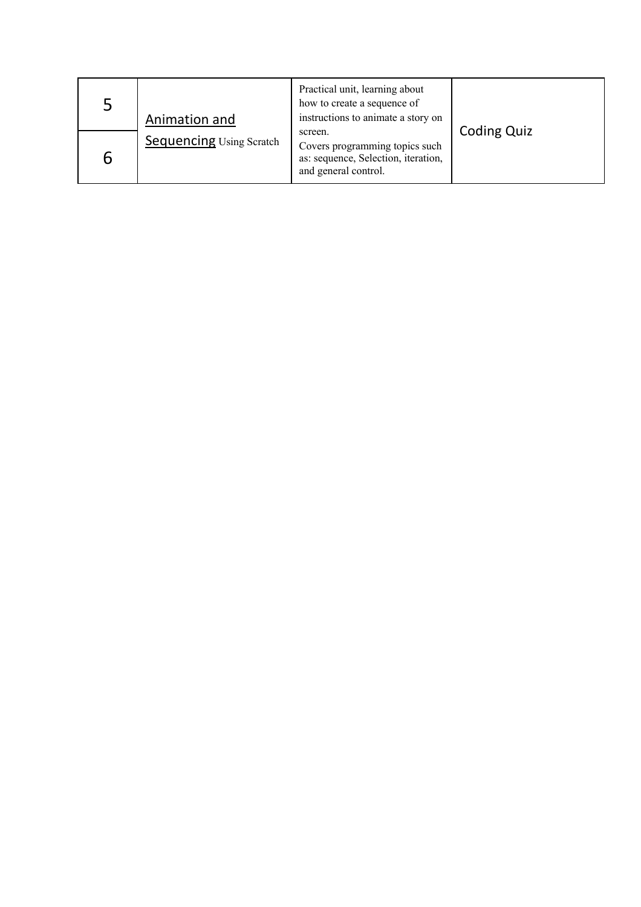| | | | |
|---|---|---|---|
| 5 | <u>Animation and Sequencing</u> Using Scratch | Practical unit, learning about how to create a sequence of instructions to animate a story on screen. Covers programming topics such as: sequence, Selection, iteration, and general control. | Coding Quiz |
| 6 | | | |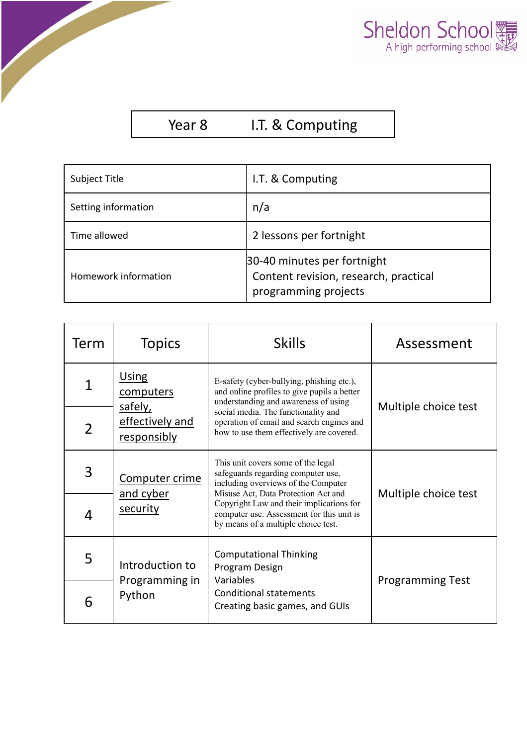# Year 8 I.T. & Computing

| Subject Title | I.T. & Computing |
| --- | --- |
| Setting information | n/a |
| Time allowed | 2 lessons per fortnight |
| Homework information | 30-40 minutes per fortnight<br>Content revision, research, practical programming projects |

| Term | Topics | Skills | Assessment |
| --- | --- | --- | --- |
| 1<br>2 | Using computers safely, effectively and responsibly | E-safety (cyber-bullying, phishing etc.), and online profiles to give pupils a better understanding and awareness of using social media. The functionality and operation of email and search engines and how to use them effectively are covered. | Multiple choice test |
| 3<br>4 | Computer crime and cyber security | This unit covers some of the legal safeguards regarding computer use, including overviews of the Computer Misuse Act, Data Protection Act and Copyright Law and their implications for computer use. Assessment for this unit is by means of a multiple choice test. | Multiple choice test |
| 5<br>6 | Introduction to Programming in Python | Computational Thinking<br>Program Design<br>Variables<br>Conditional statements<br>Creating basic games, and GUIs | Programming Test |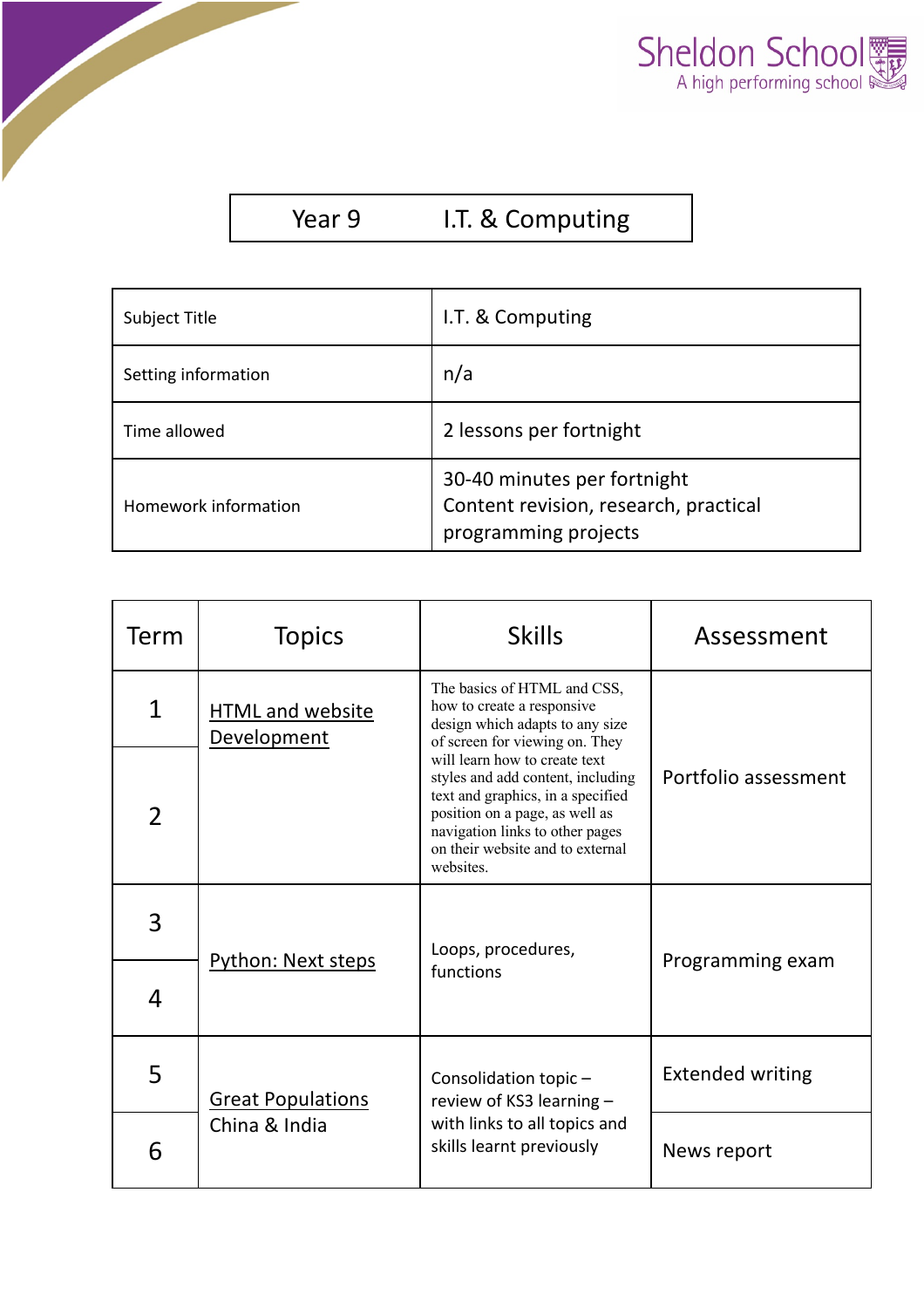Sheldon School
A high performing school

# Year 9 I.T. & Computing

| | |
|---|---|
| Subject Title | I.T. & Computing |
| Setting information | n/a |
| Time allowed | 2 lessons per fortnight |
| Homework information | 30-40 minutes per fortnight<br>Content revision, research, practical programming projects |

| Term | Topics | Skills | Assessment |
|---|---|---|---|
| 1 | HTML and website Development | The basics of HTML and CSS, how to create a responsive design which adapts to any size of screen for viewing on. They will learn how to create text styles and add content, including text and graphics, in a specified position on a page, as well as navigation links to other pages on their website and to external websites. | Portfolio assessment |
| 2 | | | |
| 3 | Python: Next steps | Loops, procedures, functions | Programming exam |
| 4 | | | |
| 5 | Great Populations<br>China & India | Consolidation topic – review of KS3 learning – with links to all topics and skills learnt previously | Extended writing |
| 6 | | | News report |